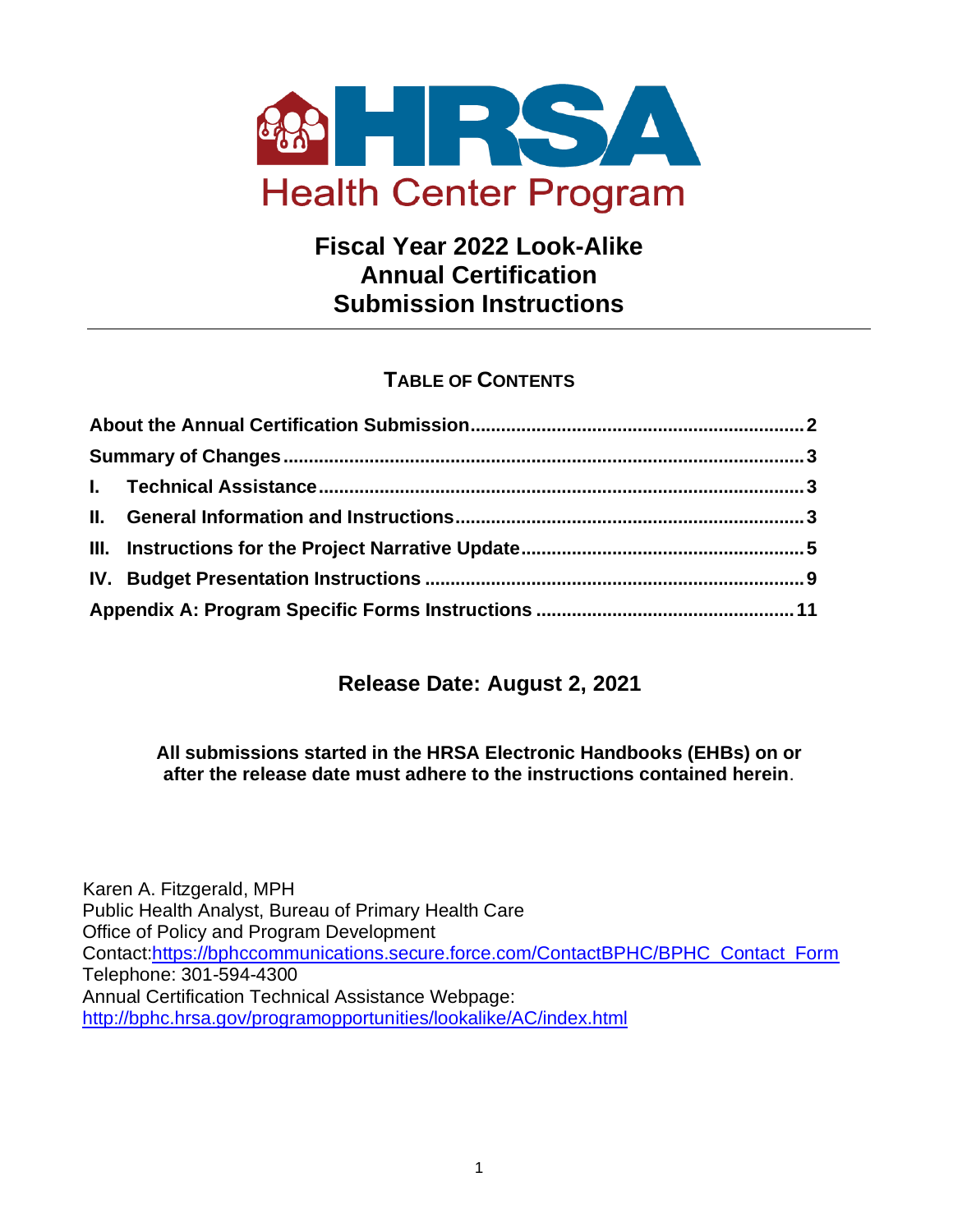HRSA
Health Center Program

# Fiscal Year 2022 Look-Alike Annual Certification Submission Instructions

---

## Table of Contents

About the Annual Certification Submission .................................................................. 2
Summary of Changes ..................................................................................................... 3
I. Technical Assistance .................................................................................................. 3
II. General Information and Instructions ...................................................................... 3
III. Instructions for the Project Narrative Update ......................................................... 5
IV. Budget Presentation Instructions ............................................................................ 9
Appendix A: Program Specific Forms Instructions ..................................................... 11

## Release Date: August 2, 2021

**All submissions started in the HRSA Electronic Handbooks (EHBs) on or after the release date must adhere to the instructions contained herein**.

Karen A. Fitzgerald, MPH
Public Health Analyst, Bureau of Primary Health Care
Office of Policy and Program Development
Contact:https://bphccommunications.secure.force.com/ContactBPHC/BPHC_Contact_Form
Telephone: 301-594-4300
Annual Certification Technical Assistance Webpage:
http://bphc.hrsa.gov/programopportunities/lookalike/AC/index.html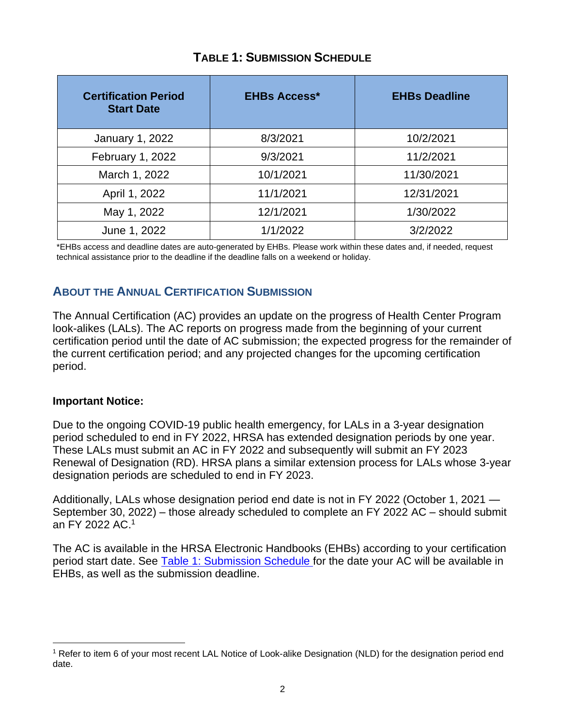## TABLE 1: SUBMISSION SCHEDULE

| Certification Period Start Date | EHBs Access* | EHBs Deadline |
|---|---|---|
| January 1, 2022 | 8/3/2021 | 10/2/2021 |
| February 1, 2022 | 9/3/2021 | 11/2/2021 |
| March 1, 2022 | 10/1/2021 | 11/30/2021 |
| April 1, 2022 | 11/1/2021 | 12/31/2021 |
| May 1, 2022 | 12/1/2021 | 1/30/2022 |
| June 1, 2022 | 1/1/2022 | 3/2/2022 |

*EHBs access and deadline dates are auto-generated by EHBs. Please work within these dates and, if needed, request technical assistance prior to the deadline if the deadline falls on a weekend or holiday.

## ABOUT THE ANNUAL CERTIFICATION SUBMISSION

The Annual Certification (AC) provides an update on the progress of Health Center Program look-alikes (LALs). The AC reports on progress made from the beginning of your current certification period until the date of AC submission; the expected progress for the remainder of the current certification period; and any projected changes for the upcoming certification period.

**Important Notice:**

Due to the ongoing COVID-19 public health emergency, for LALs in a 3-year designation period scheduled to end in FY 2022, HRSA has extended designation periods by one year. These LALs must submit an AC in FY 2022 and subsequently will submit an FY 2023 Renewal of Designation (RD). HRSA plans a similar extension process for LALs whose 3-year designation periods are scheduled to end in FY 2023.

Additionally, LALs whose designation period end date is not in FY 2022 (October 1, 2021 — September 30, 2022) – those already scheduled to complete an FY 2022 AC – should submit an FY 2022 AC.[1]

The AC is available in the HRSA Electronic Handbooks (EHBs) according to your certification period start date. See Table 1: Submission Schedule for the date your AC will be available in EHBs, as well as the submission deadline.

[1] Refer to item 6 of your most recent LAL Notice of Look-alike Designation (NLD) for the designation period end date.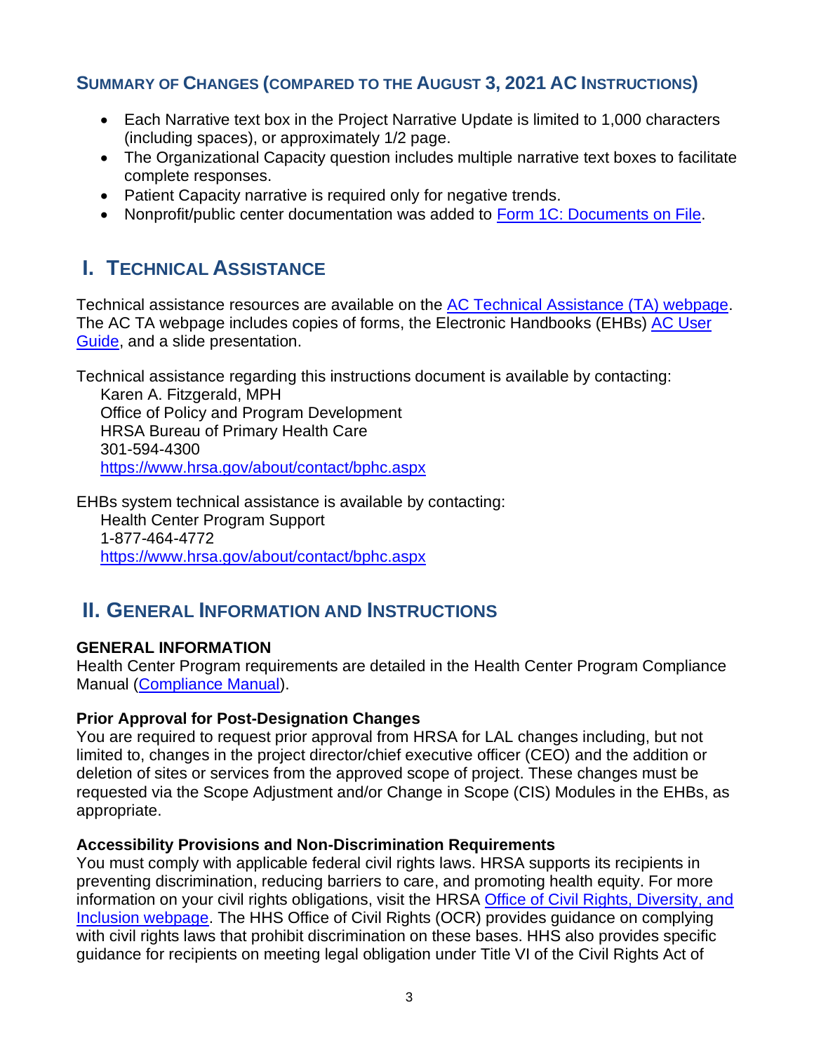## SUMMARY OF CHANGES (COMPARED TO THE AUGUST 3, 2021 AC INSTRUCTIONS)

- Each Narrative text box in the Project Narrative Update is limited to 1,000 characters (including spaces), or approximately 1/2 page.
- The Organizational Capacity question includes multiple narrative text boxes to facilitate complete responses.
- Patient Capacity narrative is required only for negative trends.
- Nonprofit/public center documentation was added to Form 1C: Documents on File.

# I. TECHNICAL ASSISTANCE

Technical assistance resources are available on the AC Technical Assistance (TA) webpage. The AC TA webpage includes copies of forms, the Electronic Handbooks (EHBs) AC User Guide, and a slide presentation.

Technical assistance regarding this instructions document is available by contacting:
Karen A. Fitzgerald, MPH
Office of Policy and Program Development
HRSA Bureau of Primary Health Care
301-594-4300
https://www.hrsa.gov/about/contact/bphc.aspx

EHBs system technical assistance is available by contacting:
Health Center Program Support
1-877-464-4772
https://www.hrsa.gov/about/contact/bphc.aspx

# II. GENERAL INFORMATION AND INSTRUCTIONS

### GENERAL INFORMATION

Health Center Program requirements are detailed in the Health Center Program Compliance Manual (Compliance Manual).

**Prior Approval for Post-Designation Changes**

You are required to request prior approval from HRSA for LAL changes including, but not limited to, changes in the project director/chief executive officer (CEO) and the addition or deletion of sites or services from the approved scope of project. These changes must be requested via the Scope Adjustment and/or Change in Scope (CIS) Modules in the EHBs, as appropriate.

**Accessibility Provisions and Non-Discrimination Requirements**

You must comply with applicable federal civil rights laws. HRSA supports its recipients in preventing discrimination, reducing barriers to care, and promoting health equity. For more information on your civil rights obligations, visit the HRSA Office of Civil Rights, Diversity, and Inclusion webpage. The HHS Office of Civil Rights (OCR) provides guidance on complying with civil rights laws that prohibit discrimination on these bases. HHS also provides specific guidance for recipients on meeting legal obligation under Title VI of the Civil Rights Act of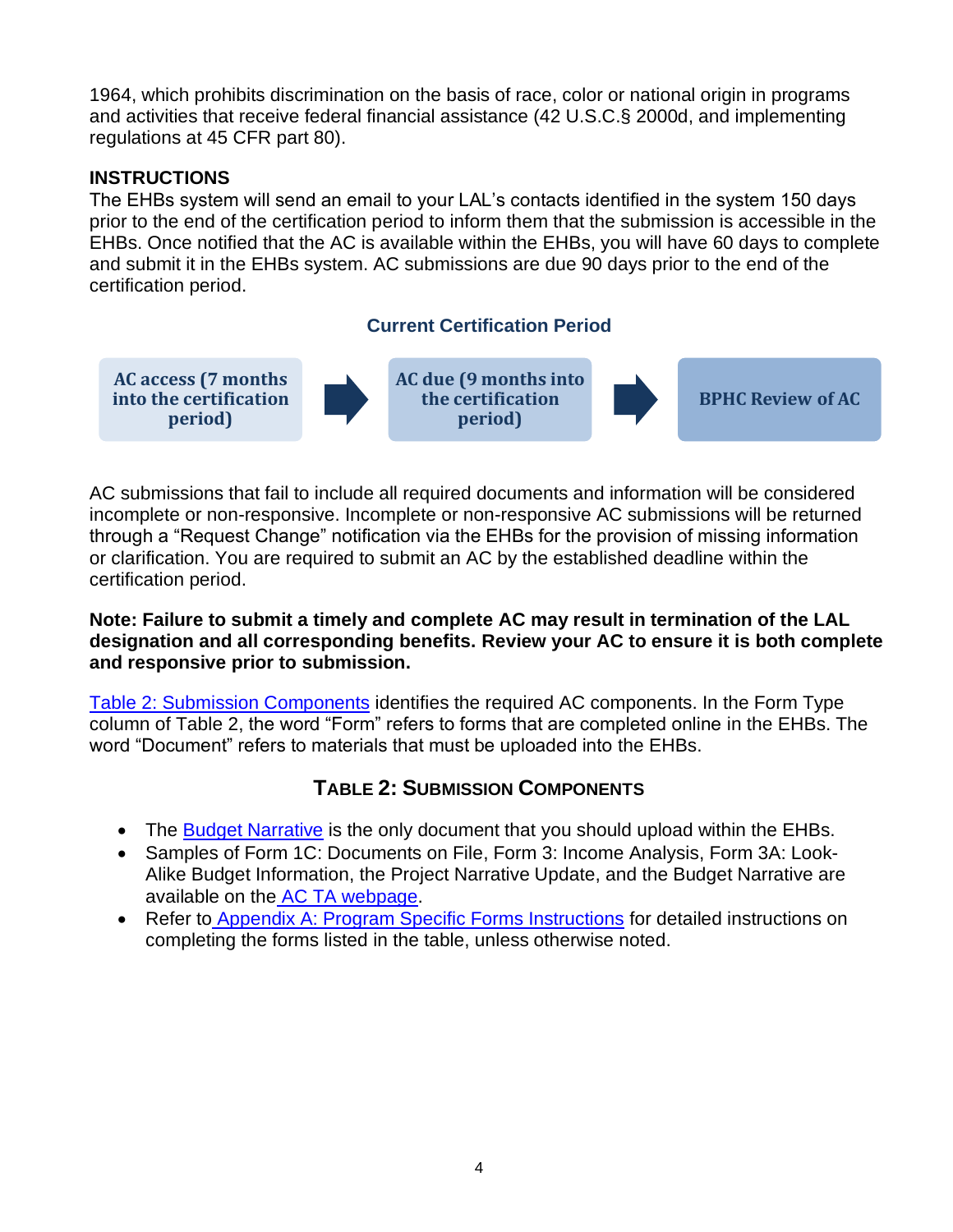1964, which prohibits discrimination on the basis of race, color or national origin in programs and activities that receive federal financial assistance (42 U.S.C.§ 2000d, and implementing regulations at 45 CFR part 80).

## INSTRUCTIONS

The EHBs system will send an email to your LAL's contacts identified in the system 150 days prior to the end of the certification period to inform them that the submission is accessible in the EHBs. Once notified that the AC is available within the EHBs, you will have 60 days to complete and submit it in the EHBs system. AC submissions are due 90 days prior to the end of the certification period.

**Current Certification Period**

AC access (7 months into the certification period) → AC due (9 months into the certification period) → BPHC Review of AC

AC submissions that fail to include all required documents and information will be considered incomplete or non-responsive. Incomplete or non-responsive AC submissions will be returned through a "Request Change" notification via the EHBs for the provision of missing information or clarification. You are required to submit an AC by the established deadline within the certification period.

**Note: Failure to submit a timely and complete AC may result in termination of the LAL designation and all corresponding benefits. Review your AC to ensure it is both complete and responsive prior to submission.**

Table 2: Submission Components identifies the required AC components. In the Form Type column of Table 2, the word "Form" refers to forms that are completed online in the EHBs. The word "Document" refers to materials that must be uploaded into the EHBs.

### TABLE 2: SUBMISSION COMPONENTS

- The Budget Narrative is the only document that you should upload within the EHBs.
- Samples of Form 1C: Documents on File, Form 3: Income Analysis, Form 3A: Look-Alike Budget Information, the Project Narrative Update, and the Budget Narrative are available on the AC TA webpage.
- Refer to Appendix A: Program Specific Forms Instructions for detailed instructions on completing the forms listed in the table, unless otherwise noted.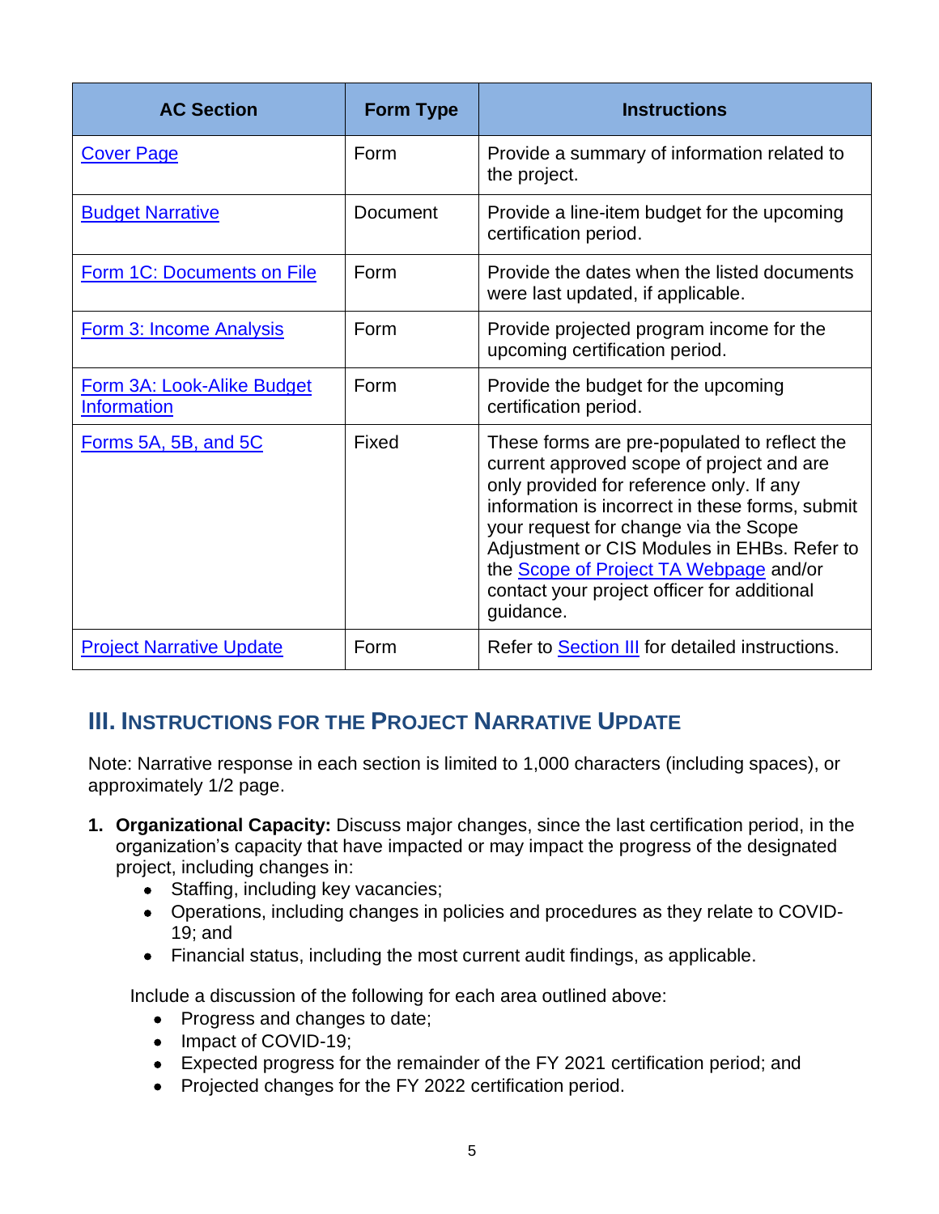| AC Section | Form Type | Instructions |
| --- | --- | --- |
| Cover Page | Form | Provide a summary of information related to the project. |
| Budget Narrative | Document | Provide a line-item budget for the upcoming certification period. |
| Form 1C: Documents on File | Form | Provide the dates when the listed documents were last updated, if applicable. |
| Form 3: Income Analysis | Form | Provide projected program income for the upcoming certification period. |
| Form 3A: Look-Alike Budget Information | Form | Provide the budget for the upcoming certification period. |
| Forms 5A, 5B, and 5C | Fixed | These forms are pre-populated to reflect the current approved scope of project and are only provided for reference only. If any information is incorrect in these forms, submit your request for change via the Scope Adjustment or CIS Modules in EHBs. Refer to the Scope of Project TA Webpage and/or contact your project officer for additional guidance. |
| Project Narrative Update | Form | Refer to Section III for detailed instructions. |

## III. Instructions for the Project Narrative Update

Note: Narrative response in each section is limited to 1,000 characters (including spaces), or approximately 1/2 page.

1. **Organizational Capacity:** Discuss major changes, since the last certification period, in the organization's capacity that have impacted or may impact the progress of the designated project, including changes in:
   - Staffing, including key vacancies;
   - Operations, including changes in policies and procedures as they relate to COVID-19; and
   - Financial status, including the most current audit findings, as applicable.

   Include a discussion of the following for each area outlined above:
   - Progress and changes to date;
   - Impact of COVID-19;
   - Expected progress for the remainder of the FY 2021 certification period; and
   - Projected changes for the FY 2022 certification period.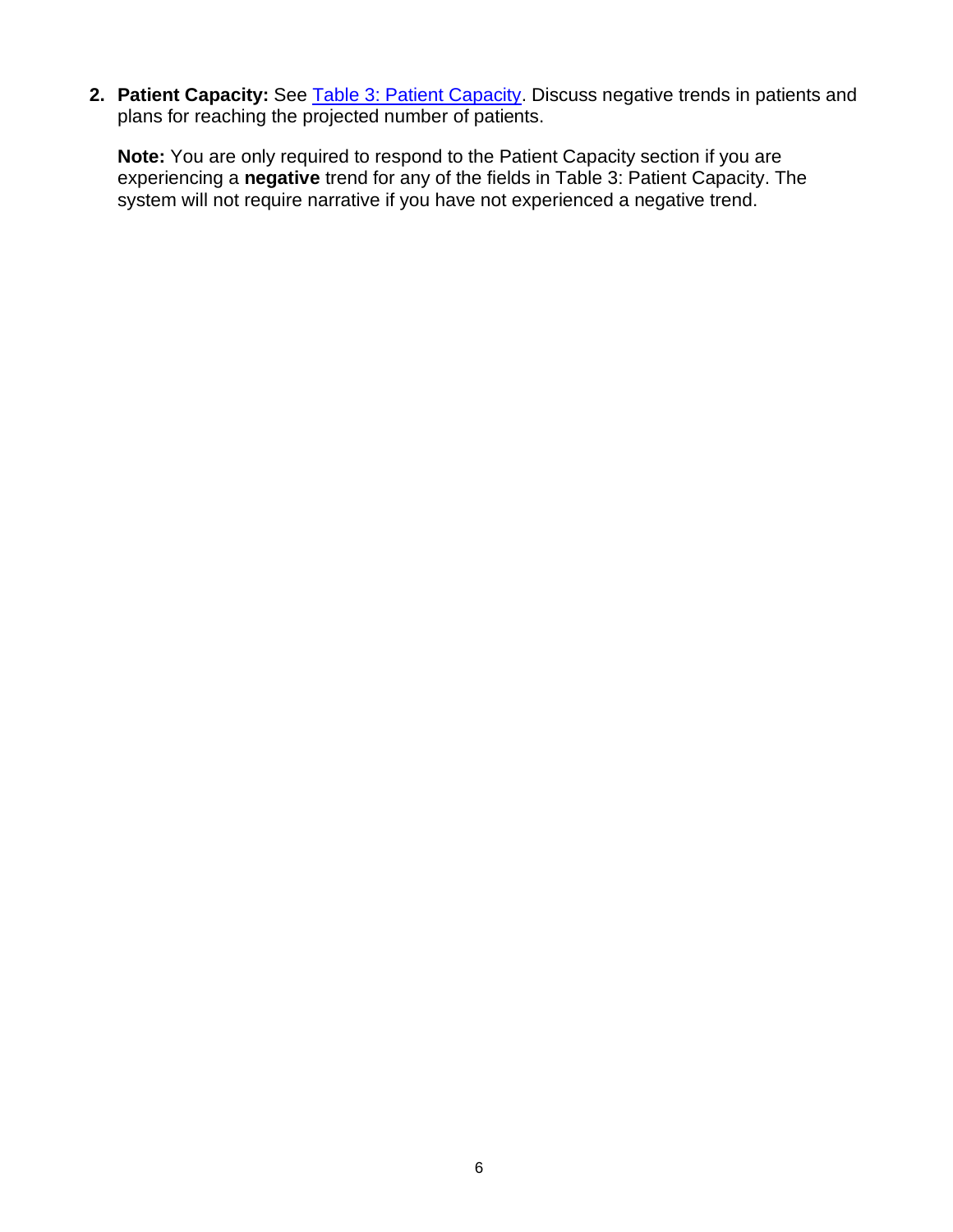2. **Patient Capacity:** See [Table 3: Patient Capacity](#). Discuss negative trends in patients and plans for reaching the projected number of patients.

   **Note:** You are only required to respond to the Patient Capacity section if you are experiencing a **negative** trend for any of the fields in Table 3: Patient Capacity. The system will not require narrative if you have not experienced a negative trend.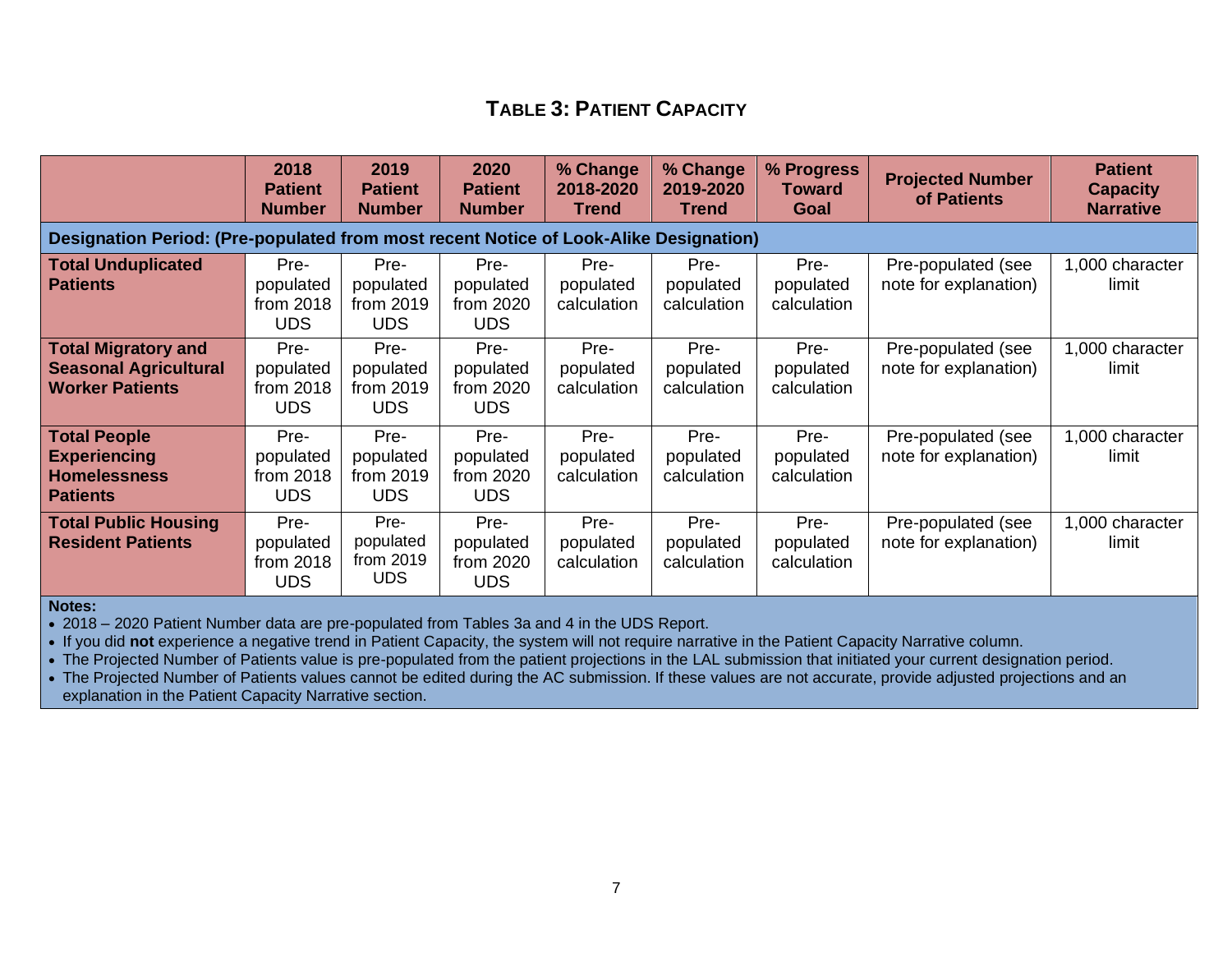## TABLE 3: PATIENT CAPACITY

| | 2018 Patient Number | 2019 Patient Number | 2020 Patient Number | % Change 2018-2020 Trend | % Change 2019-2020 Trend | % Progress Toward Goal | Projected Number of Patients | Patient Capacity Narrative |
|---|---|---|---|---|---|---|---|---|
| **Designation Period: (Pre-populated from most recent Notice of Look-Alike Designation)** | | | | | | | | |
| **Total Unduplicated Patients** | Pre-populated from 2018 UDS | Pre-populated from 2019 UDS | Pre-populated from 2020 UDS | Pre-populated calculation | Pre-populated calculation | Pre-populated calculation | Pre-populated (see note for explanation) | 1,000 character limit |
| **Total Migratory and Seasonal Agricultural Worker Patients** | Pre-populated from 2018 UDS | Pre-populated from 2019 UDS | Pre-populated from 2020 UDS | Pre-populated calculation | Pre-populated calculation | Pre-populated calculation | Pre-populated (see note for explanation) | 1,000 character limit |
| **Total People Experiencing Homelessness Patients** | Pre-populated from 2018 UDS | Pre-populated from 2019 UDS | Pre-populated from 2020 UDS | Pre-populated calculation | Pre-populated calculation | Pre-populated calculation | Pre-populated (see note for explanation) | 1,000 character limit |
| **Total Public Housing Resident Patients** | Pre-populated from 2018 UDS | Pre-populated from 2019 UDS | Pre-populated from 2020 UDS | Pre-populated calculation | Pre-populated calculation | Pre-populated calculation | Pre-populated (see note for explanation) | 1,000 character limit |

**Notes:**

- 2018 – 2020 Patient Number data are pre-populated from Tables 3a and 4 in the UDS Report.
- If you did **not** experience a negative trend in Patient Capacity, the system will not require narrative in the Patient Capacity Narrative column.
- The Projected Number of Patients value is pre-populated from the patient projections in the LAL submission that initiated your current designation period.
- The Projected Number of Patients values cannot be edited during the AC submission. If these values are not accurate, provide adjusted projections and an explanation in the Patient Capacity Narrative section.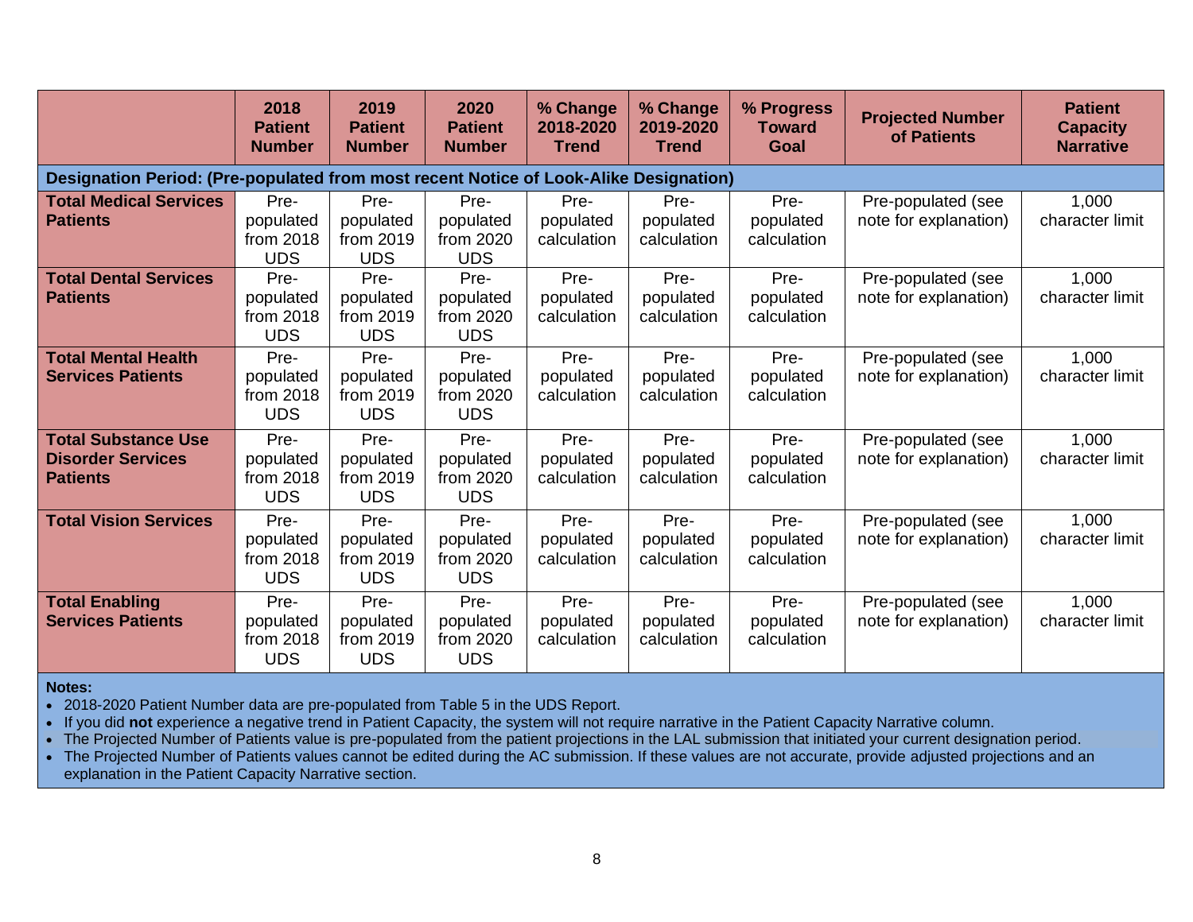| | 2018 Patient Number | 2019 Patient Number | 2020 Patient Number | % Change 2018-2020 Trend | % Change 2019-2020 Trend | % Progress Toward Goal | Projected Number of Patients | Patient Capacity Narrative |
|---|---|---|---|---|---|---|---|---|
| **Designation Period: (Pre-populated from most recent Notice of Look-Alike Designation)** | | | | | | | | |
| **Total Medical Services Patients** | Pre-populated from 2018 UDS | Pre-populated from 2019 UDS | Pre-populated from 2020 UDS | Pre-populated calculation | Pre-populated calculation | Pre-populated calculation | Pre-populated (see note for explanation) | 1,000 character limit |
| **Total Dental Services Patients** | Pre-populated from 2018 UDS | Pre-populated from 2019 UDS | Pre-populated from 2020 UDS | Pre-populated calculation | Pre-populated calculation | Pre-populated calculation | Pre-populated (see note for explanation) | 1,000 character limit |
| **Total Mental Health Services Patients** | Pre-populated from 2018 UDS | Pre-populated from 2019 UDS | Pre-populated from 2020 UDS | Pre-populated calculation | Pre-populated calculation | Pre-populated calculation | Pre-populated (see note for explanation) | 1,000 character limit |
| **Total Substance Use Disorder Services Patients** | Pre-populated from 2018 UDS | Pre-populated from 2019 UDS | Pre-populated from 2020 UDS | Pre-populated calculation | Pre-populated calculation | Pre-populated calculation | Pre-populated (see note for explanation) | 1,000 character limit |
| **Total Vision Services** | Pre-populated from 2018 UDS | Pre-populated from 2019 UDS | Pre-populated from 2020 UDS | Pre-populated calculation | Pre-populated calculation | Pre-populated calculation | Pre-populated (see note for explanation) | 1,000 character limit |
| **Total Enabling Services Patients** | Pre-populated from 2018 UDS | Pre-populated from 2019 UDS | Pre-populated from 2020 UDS | Pre-populated calculation | Pre-populated calculation | Pre-populated calculation | Pre-populated (see note for explanation) | 1,000 character limit |

**Notes:**

- 2018-2020 Patient Number data are pre-populated from Table 5 in the UDS Report.
- If you did **not** experience a negative trend in Patient Capacity, the system will not require narrative in the Patient Capacity Narrative column.
- The Projected Number of Patients value is pre-populated from the patient projections in the LAL submission that initiated your current designation period.
- The Projected Number of Patients values cannot be edited during the AC submission. If these values are not accurate, provide adjusted projections and an explanation in the Patient Capacity Narrative section.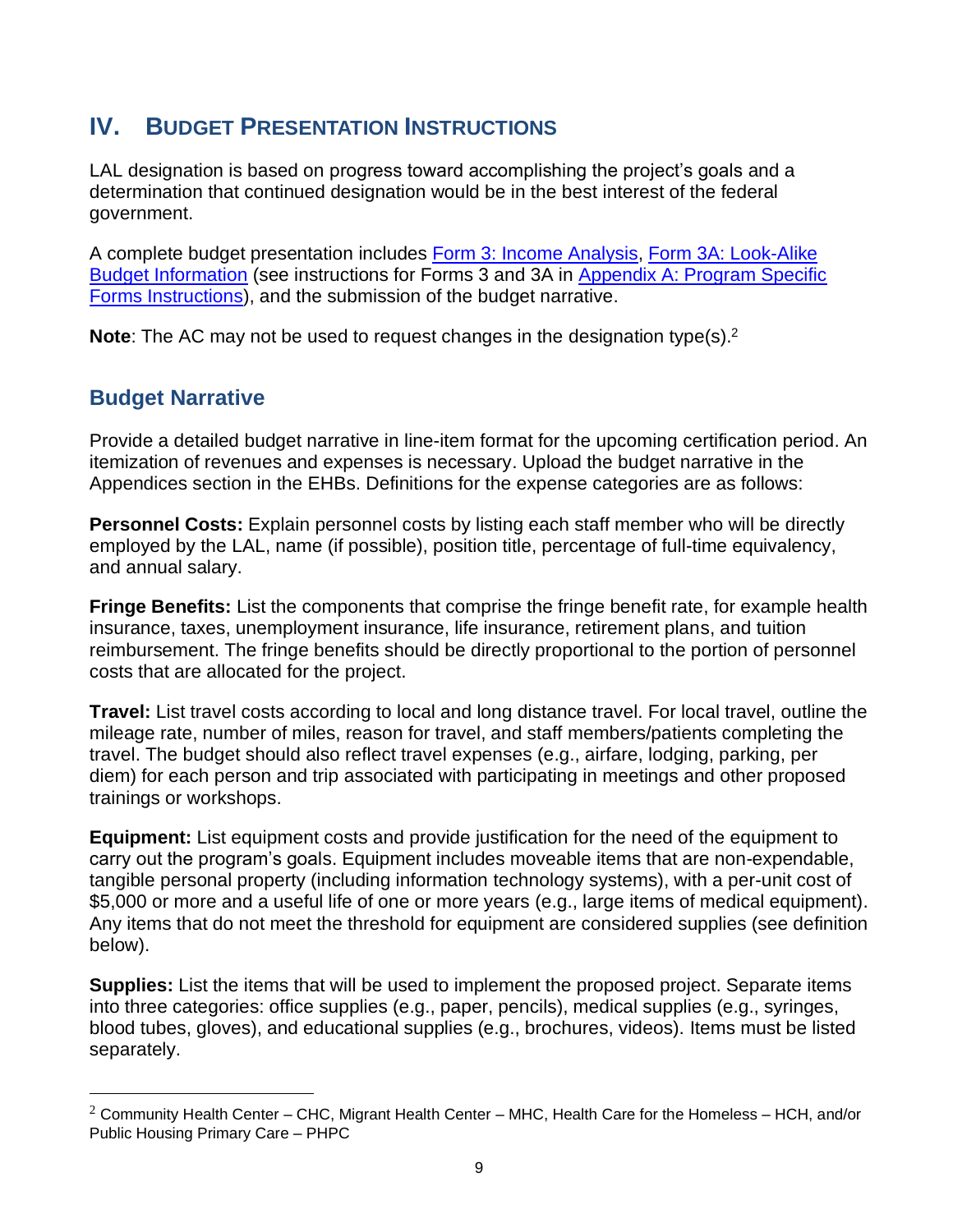## IV. Budget Presentation Instructions

LAL designation is based on progress toward accomplishing the project's goals and a determination that continued designation would be in the best interest of the federal government.

A complete budget presentation includes [Form 3: Income Analysis](), [Form 3A: Look-Alike Budget Information]() (see instructions for Forms 3 and 3A in [Appendix A: Program Specific Forms Instructions]()), and the submission of the budget narrative.

**Note**: The AC may not be used to request changes in the designation type(s).[2]

### Budget Narrative

Provide a detailed budget narrative in line-item format for the upcoming certification period. An itemization of revenues and expenses is necessary. Upload the budget narrative in the Appendices section in the EHBs. Definitions for the expense categories are as follows:

**Personnel Costs:** Explain personnel costs by listing each staff member who will be directly employed by the LAL, name (if possible), position title, percentage of full-time equivalency, and annual salary.

**Fringe Benefits:** List the components that comprise the fringe benefit rate, for example health insurance, taxes, unemployment insurance, life insurance, retirement plans, and tuition reimbursement. The fringe benefits should be directly proportional to the portion of personnel costs that are allocated for the project.

**Travel:** List travel costs according to local and long distance travel. For local travel, outline the mileage rate, number of miles, reason for travel, and staff members/patients completing the travel. The budget should also reflect travel expenses (e.g., airfare, lodging, parking, per diem) for each person and trip associated with participating in meetings and other proposed trainings or workshops.

**Equipment:** List equipment costs and provide justification for the need of the equipment to carry out the program's goals. Equipment includes moveable items that are non-expendable, tangible personal property (including information technology systems), with a per-unit cost of $5,000 or more and a useful life of one or more years (e.g., large items of medical equipment). Any items that do not meet the threshold for equipment are considered supplies (see definition below).

**Supplies:** List the items that will be used to implement the proposed project. Separate items into three categories: office supplies (e.g., paper, pencils), medical supplies (e.g., syringes, blood tubes, gloves), and educational supplies (e.g., brochures, videos). Items must be listed separately.

---

[2] Community Health Center – CHC, Migrant Health Center – MHC, Health Care for the Homeless – HCH, and/or Public Housing Primary Care – PHPC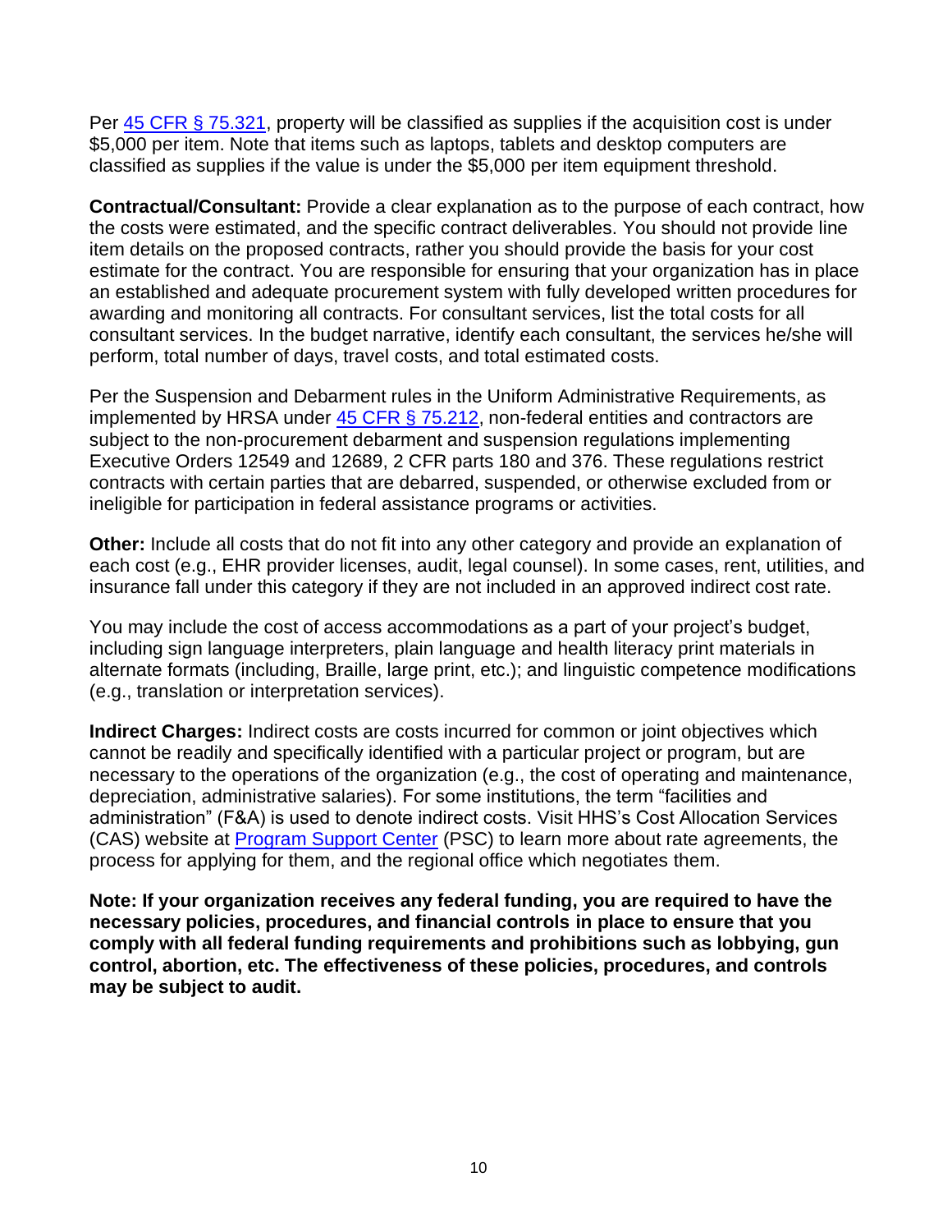Per [45 CFR § 75.321](), property will be classified as supplies if the acquisition cost is under $5,000 per item. Note that items such as laptops, tablets and desktop computers are classified as supplies if the value is under the $5,000 per item equipment threshold.

**Contractual/Consultant:** Provide a clear explanation as to the purpose of each contract, how the costs were estimated, and the specific contract deliverables. You should not provide line item details on the proposed contracts, rather you should provide the basis for your cost estimate for the contract. You are responsible for ensuring that your organization has in place an established and adequate procurement system with fully developed written procedures for awarding and monitoring all contracts. For consultant services, list the total costs for all consultant services. In the budget narrative, identify each consultant, the services he/she will perform, total number of days, travel costs, and total estimated costs.

Per the Suspension and Debarment rules in the Uniform Administrative Requirements, as implemented by HRSA under [45 CFR § 75.212](), non-federal entities and contractors are subject to the non-procurement debarment and suspension regulations implementing Executive Orders 12549 and 12689, 2 CFR parts 180 and 376. These regulations restrict contracts with certain parties that are debarred, suspended, or otherwise excluded from or ineligible for participation in federal assistance programs or activities.

**Other:** Include all costs that do not fit into any other category and provide an explanation of each cost (e.g., EHR provider licenses, audit, legal counsel). In some cases, rent, utilities, and insurance fall under this category if they are not included in an approved indirect cost rate.

You may include the cost of access accommodations as a part of your project's budget, including sign language interpreters, plain language and health literacy print materials in alternate formats (including, Braille, large print, etc.); and linguistic competence modifications (e.g., translation or interpretation services).

**Indirect Charges:** Indirect costs are costs incurred for common or joint objectives which cannot be readily and specifically identified with a particular project or program, but are necessary to the operations of the organization (e.g., the cost of operating and maintenance, depreciation, administrative salaries). For some institutions, the term "facilities and administration" (F&A) is used to denote indirect costs. Visit HHS's Cost Allocation Services (CAS) website at [Program Support Center]() (PSC) to learn more about rate agreements, the process for applying for them, and the regional office which negotiates them.

**Note: If your organization receives any federal funding, you are required to have the necessary policies, procedures, and financial controls in place to ensure that you comply with all federal funding requirements and prohibitions such as lobbying, gun control, abortion, etc. The effectiveness of these policies, procedures, and controls may be subject to audit.**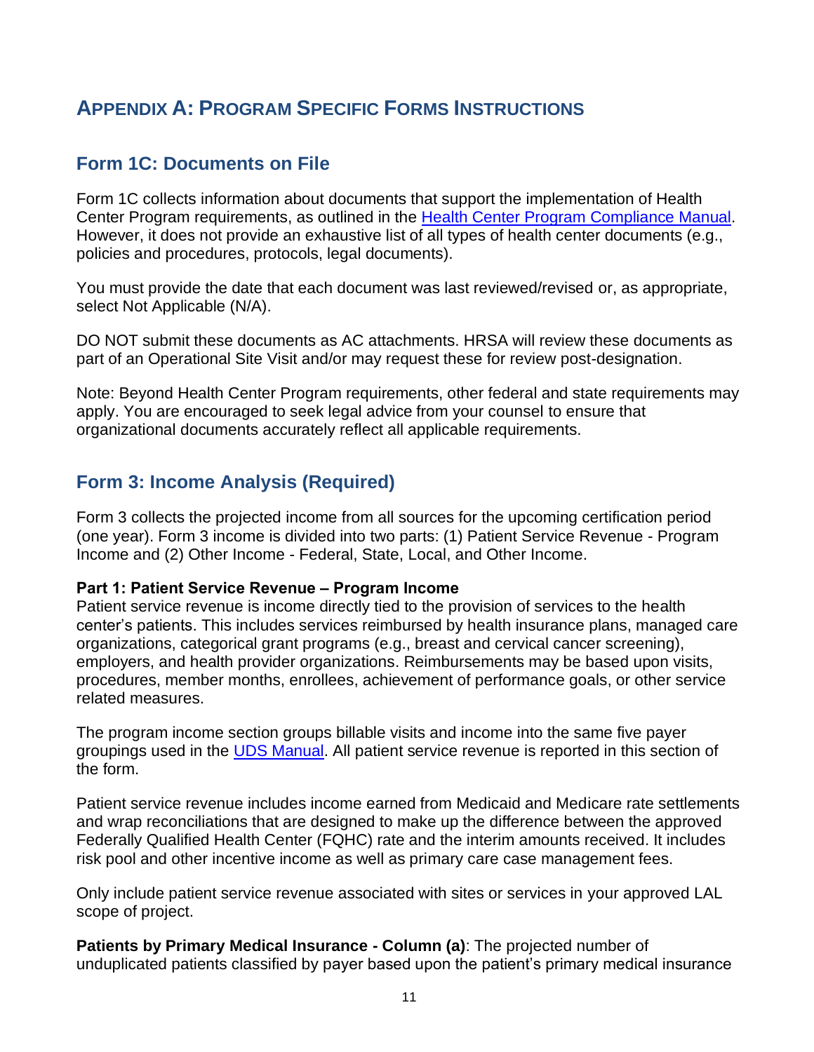# APPENDIX A: PROGRAM SPECIFIC FORMS INSTRUCTIONS

## Form 1C: Documents on File

Form 1C collects information about documents that support the implementation of Health Center Program requirements, as outlined in the [Health Center Program Compliance Manual](). However, it does not provide an exhaustive list of all types of health center documents (e.g., policies and procedures, protocols, legal documents).

You must provide the date that each document was last reviewed/revised or, as appropriate, select Not Applicable (N/A).

DO NOT submit these documents as AC attachments. HRSA will review these documents as part of an Operational Site Visit and/or may request these for review post-designation.

Note: Beyond Health Center Program requirements, other federal and state requirements may apply. You are encouraged to seek legal advice from your counsel to ensure that organizational documents accurately reflect all applicable requirements.

## Form 3: Income Analysis (Required)

Form 3 collects the projected income from all sources for the upcoming certification period (one year). Form 3 income is divided into two parts: (1) Patient Service Revenue - Program Income and (2) Other Income - Federal, State, Local, and Other Income.

**Part 1: Patient Service Revenue – Program Income**

Patient service revenue is income directly tied to the provision of services to the health center's patients. This includes services reimbursed by health insurance plans, managed care organizations, categorical grant programs (e.g., breast and cervical cancer screening), employers, and health provider organizations. Reimbursements may be based upon visits, procedures, member months, enrollees, achievement of performance goals, or other service related measures.

The program income section groups billable visits and income into the same five payer groupings used in the [UDS Manual](). All patient service revenue is reported in this section of the form.

Patient service revenue includes income earned from Medicaid and Medicare rate settlements and wrap reconciliations that are designed to make up the difference between the approved Federally Qualified Health Center (FQHC) rate and the interim amounts received. It includes risk pool and other incentive income as well as primary care case management fees.

Only include patient service revenue associated with sites or services in your approved LAL scope of project.

**Patients by Primary Medical Insurance - Column (a)**: The projected number of unduplicated patients classified by payer based upon the patient's primary medical insurance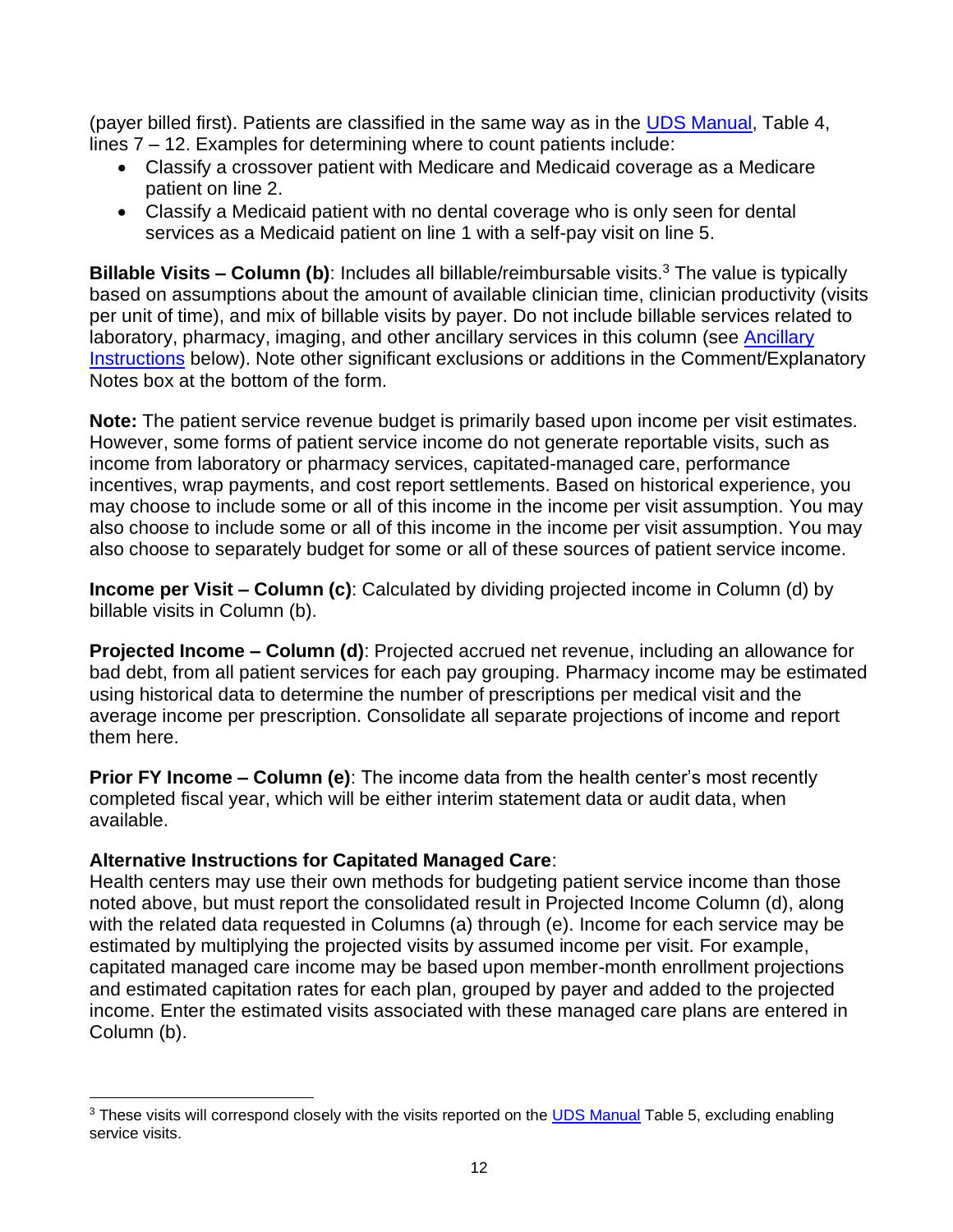(payer billed first). Patients are classified in the same way as in the [UDS Manual](), Table 4, lines 7 – 12. Examples for determining where to count patients include:

- Classify a crossover patient with Medicare and Medicaid coverage as a Medicare patient on line 2.
- Classify a Medicaid patient with no dental coverage who is only seen for dental services as a Medicaid patient on line 1 with a self-pay visit on line 5.

**Billable Visits – Column (b)**: Includes all billable/reimbursable visits.[3] The value is typically based on assumptions about the amount of available clinician time, clinician productivity (visits per unit of time), and mix of billable visits by payer. Do not include billable services related to laboratory, pharmacy, imaging, and other ancillary services in this column (see [Ancillary Instructions]() below). Note other significant exclusions or additions in the Comment/Explanatory Notes box at the bottom of the form.

**Note:** The patient service revenue budget is primarily based upon income per visit estimates. However, some forms of patient service income do not generate reportable visits, such as income from laboratory or pharmacy services, capitated-managed care, performance incentives, wrap payments, and cost report settlements. Based on historical experience, you may choose to include some or all of this income in the income per visit assumption. You may also choose to include some or all of this income in the income per visit assumption. You may also choose to separately budget for some or all of these sources of patient service income.

**Income per Visit – Column (c)**: Calculated by dividing projected income in Column (d) by billable visits in Column (b).

**Projected Income – Column (d)**: Projected accrued net revenue, including an allowance for bad debt, from all patient services for each pay grouping. Pharmacy income may be estimated using historical data to determine the number of prescriptions per medical visit and the average income per prescription. Consolidate all separate projections of income and report them here.

**Prior FY Income – Column (e)**: The income data from the health center's most recently completed fiscal year, which will be either interim statement data or audit data, when available.

**Alternative Instructions for Capitated Managed Care**:
Health centers may use their own methods for budgeting patient service income than those noted above, but must report the consolidated result in Projected Income Column (d), along with the related data requested in Columns (a) through (e). Income for each service may be estimated by multiplying the projected visits by assumed income per visit. For example, capitated managed care income may be based upon member-month enrollment projections and estimated capitation rates for each plan, grouped by payer and added to the projected income. Enter the estimated visits associated with these managed care plans are entered in Column (b).

---

[3] These visits will correspond closely with the visits reported on the [UDS Manual]() Table 5, excluding enabling service visits.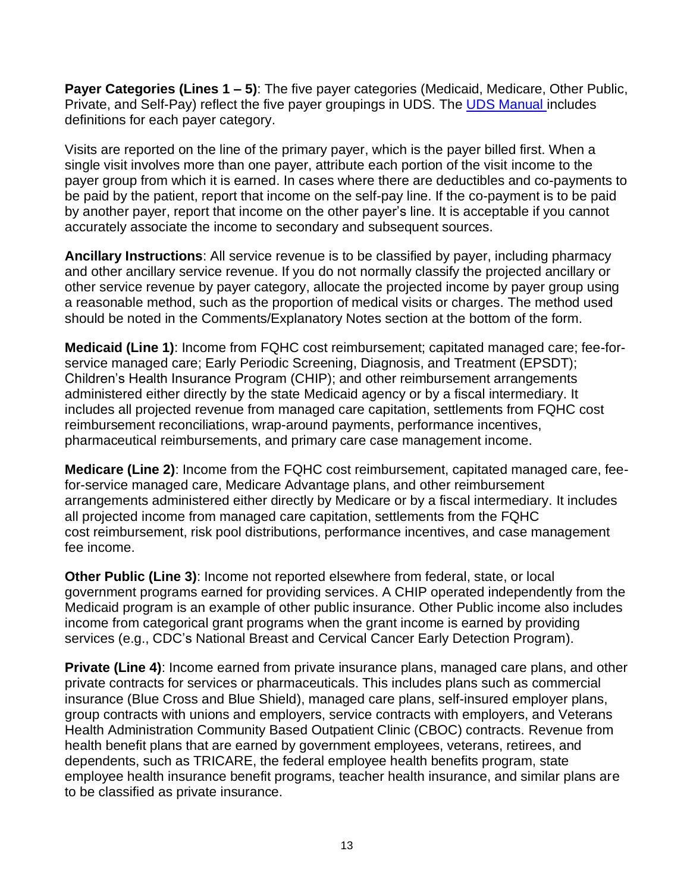**Payer Categories (Lines 1 – 5)**: The five payer categories (Medicaid, Medicare, Other Public, Private, and Self-Pay) reflect the five payer groupings in UDS. The [UDS Manual](#) includes definitions for each payer category.

Visits are reported on the line of the primary payer, which is the payer billed first. When a single visit involves more than one payer, attribute each portion of the visit income to the payer group from which it is earned. In cases where there are deductibles and co-payments to be paid by the patient, report that income on the self-pay line. If the co-payment is to be paid by another payer, report that income on the other payer's line. It is acceptable if you cannot accurately associate the income to secondary and subsequent sources.

**Ancillary Instructions**: All service revenue is to be classified by payer, including pharmacy and other ancillary service revenue. If you do not normally classify the projected ancillary or other service revenue by payer category, allocate the projected income by payer group using a reasonable method, such as the proportion of medical visits or charges. The method used should be noted in the Comments/Explanatory Notes section at the bottom of the form.

**Medicaid (Line 1)**: Income from FQHC cost reimbursement; capitated managed care; fee-for-service managed care; Early Periodic Screening, Diagnosis, and Treatment (EPSDT); Children's Health Insurance Program (CHIP); and other reimbursement arrangements administered either directly by the state Medicaid agency or by a fiscal intermediary. It includes all projected revenue from managed care capitation, settlements from FQHC cost reimbursement reconciliations, wrap-around payments, performance incentives, pharmaceutical reimbursements, and primary care case management income.

**Medicare (Line 2)**: Income from the FQHC cost reimbursement, capitated managed care, fee-for-service managed care, Medicare Advantage plans, and other reimbursement arrangements administered either directly by Medicare or by a fiscal intermediary. It includes all projected income from managed care capitation, settlements from the FQHC cost reimbursement, risk pool distributions, performance incentives, and case management fee income.

**Other Public (Line 3)**: Income not reported elsewhere from federal, state, or local government programs earned for providing services. A CHIP operated independently from the Medicaid program is an example of other public insurance. Other Public income also includes income from categorical grant programs when the grant income is earned by providing services (e.g., CDC's National Breast and Cervical Cancer Early Detection Program).

**Private (Line 4)**: Income earned from private insurance plans, managed care plans, and other private contracts for services or pharmaceuticals. This includes plans such as commercial insurance (Blue Cross and Blue Shield), managed care plans, self-insured employer plans, group contracts with unions and employers, service contracts with employers, and Veterans Health Administration Community Based Outpatient Clinic (CBOC) contracts. Revenue from health benefit plans that are earned by government employees, veterans, retirees, and dependents, such as TRICARE, the federal employee health benefits program, state employee health insurance benefit programs, teacher health insurance, and similar plans are to be classified as private insurance.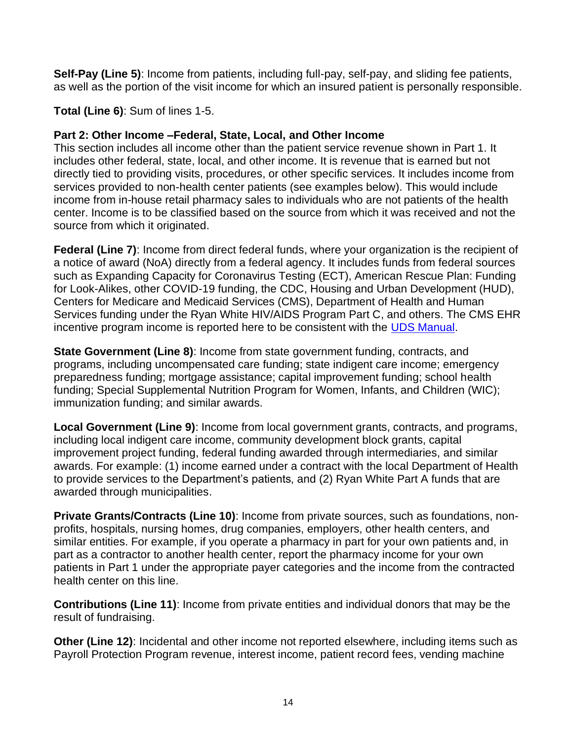**Self-Pay (Line 5)**: Income from patients, including full-pay, self-pay, and sliding fee patients, as well as the portion of the visit income for which an insured patient is personally responsible.

**Total (Line 6)**: Sum of lines 1-5.

**Part 2: Other Income –Federal, State, Local, and Other Income**

This section includes all income other than the patient service revenue shown in Part 1. It includes other federal, state, local, and other income. It is revenue that is earned but not directly tied to providing visits, procedures, or other specific services. It includes income from services provided to non-health center patients (see examples below). This would include income from in-house retail pharmacy sales to individuals who are not patients of the health center. Income is to be classified based on the source from which it was received and not the source from which it originated.

**Federal (Line 7)**: Income from direct federal funds, where your organization is the recipient of a notice of award (NoA) directly from a federal agency. It includes funds from federal sources such as Expanding Capacity for Coronavirus Testing (ECT), American Rescue Plan: Funding for Look-Alikes, other COVID-19 funding, the CDC, Housing and Urban Development (HUD), Centers for Medicare and Medicaid Services (CMS), Department of Health and Human Services funding under the Ryan White HIV/AIDS Program Part C, and others. The CMS EHR incentive program income is reported here to be consistent with the UDS Manual.

**State Government (Line 8)**: Income from state government funding, contracts, and programs, including uncompensated care funding; state indigent care income; emergency preparedness funding; mortgage assistance; capital improvement funding; school health funding; Special Supplemental Nutrition Program for Women, Infants, and Children (WIC); immunization funding; and similar awards.

**Local Government (Line 9)**: Income from local government grants, contracts, and programs, including local indigent care income, community development block grants, capital improvement project funding, federal funding awarded through intermediaries, and similar awards. For example: (1) income earned under a contract with the local Department of Health to provide services to the Department's patients, and (2) Ryan White Part A funds that are awarded through municipalities.

**Private Grants/Contracts (Line 10)**: Income from private sources, such as foundations, non-profits, hospitals, nursing homes, drug companies, employers, other health centers, and similar entities. For example, if you operate a pharmacy in part for your own patients and, in part as a contractor to another health center, report the pharmacy income for your own patients in Part 1 under the appropriate payer categories and the income from the contracted health center on this line.

**Contributions (Line 11)**: Income from private entities and individual donors that may be the result of fundraising.

**Other (Line 12)**: Incidental and other income not reported elsewhere, including items such as Payroll Protection Program revenue, interest income, patient record fees, vending machine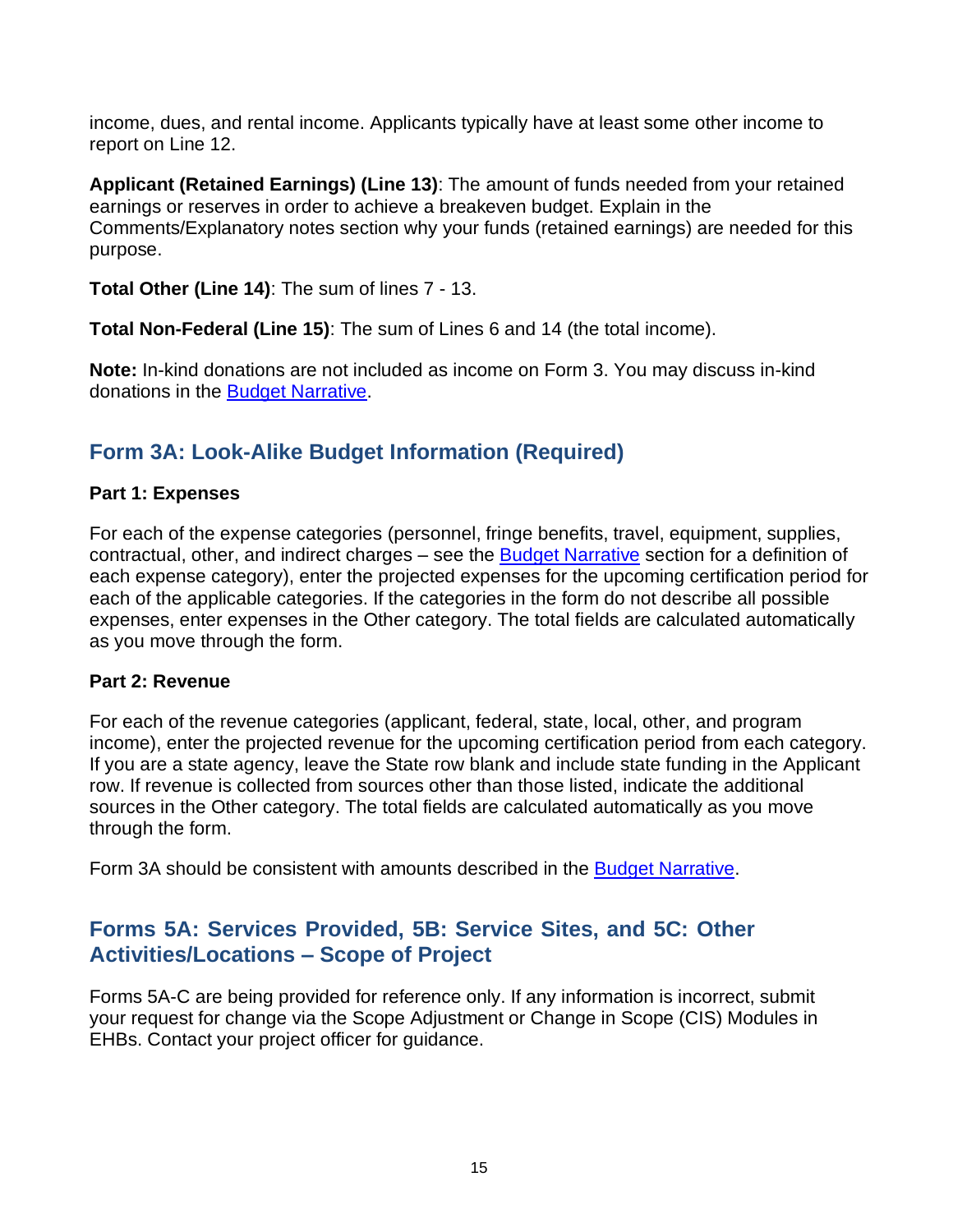income, dues, and rental income. Applicants typically have at least some other income to report on Line 12.

**Applicant (Retained Earnings) (Line 13)**: The amount of funds needed from your retained earnings or reserves in order to achieve a breakeven budget. Explain in the Comments/Explanatory notes section why your funds (retained earnings) are needed for this purpose.

**Total Other (Line 14)**: The sum of lines 7 - 13.

**Total Non-Federal (Line 15)**: The sum of Lines 6 and 14 (the total income).

**Note:** In-kind donations are not included as income on Form 3. You may discuss in-kind donations in the Budget Narrative.

## Form 3A: Look-Alike Budget Information (Required)

**Part 1: Expenses**

For each of the expense categories (personnel, fringe benefits, travel, equipment, supplies, contractual, other, and indirect charges – see the Budget Narrative section for a definition of each expense category), enter the projected expenses for the upcoming certification period for each of the applicable categories. If the categories in the form do not describe all possible expenses, enter expenses in the Other category. The total fields are calculated automatically as you move through the form.

**Part 2: Revenue**

For each of the revenue categories (applicant, federal, state, local, other, and program income), enter the projected revenue for the upcoming certification period from each category. If you are a state agency, leave the State row blank and include state funding in the Applicant row. If revenue is collected from sources other than those listed, indicate the additional sources in the Other category. The total fields are calculated automatically as you move through the form.

Form 3A should be consistent with amounts described in the Budget Narrative.

## Forms 5A: Services Provided, 5B: Service Sites, and 5C: Other Activities/Locations – Scope of Project

Forms 5A-C are being provided for reference only. If any information is incorrect, submit your request for change via the Scope Adjustment or Change in Scope (CIS) Modules in EHBs. Contact your project officer for guidance.